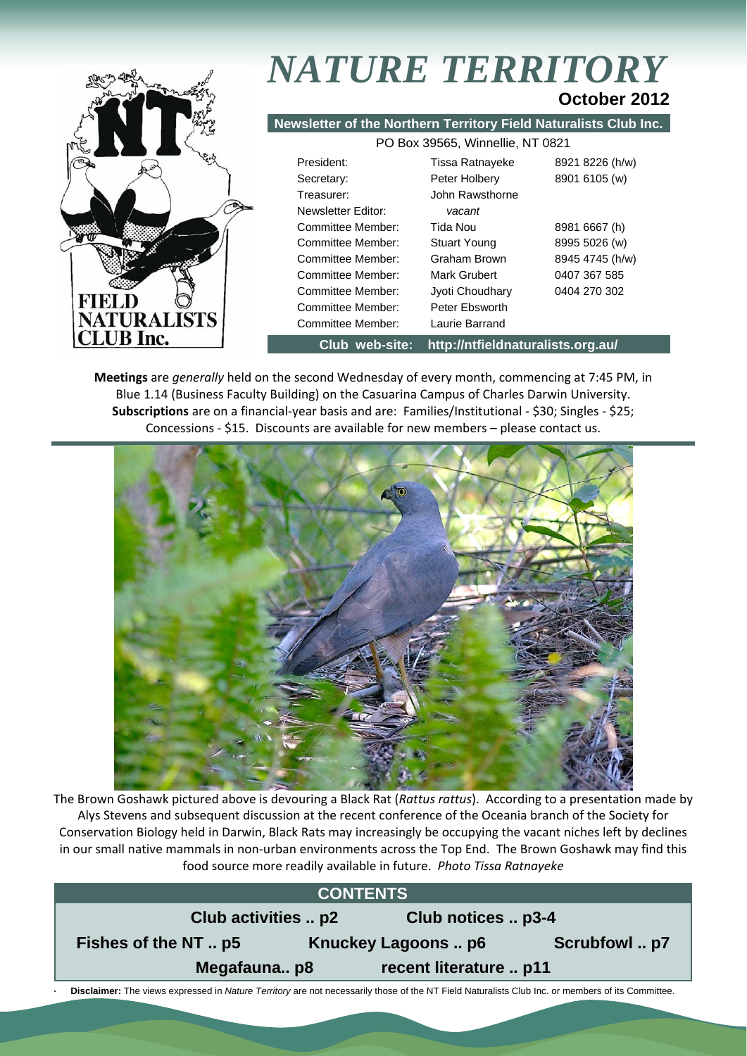# *NATURE TERRITORY*

**October 2012**

**Newsletter of the Northern Territory Field Naturalists Club Inc.**

PO Box 39565, Winnellie, NT 0821

| | | |
|---|---|---|
| President: | Tissa Ratnayeke | 8921 8226 (h/w) |
| Secretary: | Peter Holbery | 8901 6105 (w) |
| Treasurer: | John Rawsthorne | |
| Newsletter Editor: | *vacant* | |
| Committee Member: | Tida Nou | 8981 6667 (h) |
| Committee Member: | Stuart Young | 8995 5026 (w) |
| Committee Member: | Graham Brown | 8945 4745 (h/w) |
| Committee Member: | Mark Grubert | 0407 367 585 |
| Committee Member: | Jyoti Choudhary | 0404 270 302 |
| Committee Member: | Peter Ebsworth | |
| Committee Member: | Laurie Barrand | |

**Club web-site: http://ntfieldnaturalists.org.au/**

**Meetings** are *generally* held on the second Wednesday of every month, commencing at 7:45 PM, in Blue 1.14 (Business Faculty Building) on the Casuarina Campus of Charles Darwin University. **Subscriptions** are on a financial-year basis and are: Families/Institutional - $30; Singles - $25; Concessions - $15. Discounts are available for new members – please contact us.

The Brown Goshawk pictured above is devouring a Black Rat (*Rattus rattus*). According to a presentation made by Alys Stevens and subsequent discussion at the recent conference of the Oceania branch of the Society for Conservation Biology held in Darwin, Black Rats may increasingly be occupying the vacant niches left by declines in our small native mammals in non-urban environments across the Top End. The Brown Goshawk may find this food source more readily available in future. *Photo Tissa Ratnayeke*

## CONTENTS

- **Club activities .. p2**
- **Club notices .. p3-4**
- **Fishes of the NT .. p5**
- **Knuckey Lagoons .. p6**
- **Scrubfowl .. p7**
- **Megafauna.. p8**
- **recent literature .. p11**

**Disclaimer:** The views expressed in *Nature Territory* are not necessarily those of the NT Field Naturalists Club Inc. or members of its Committee.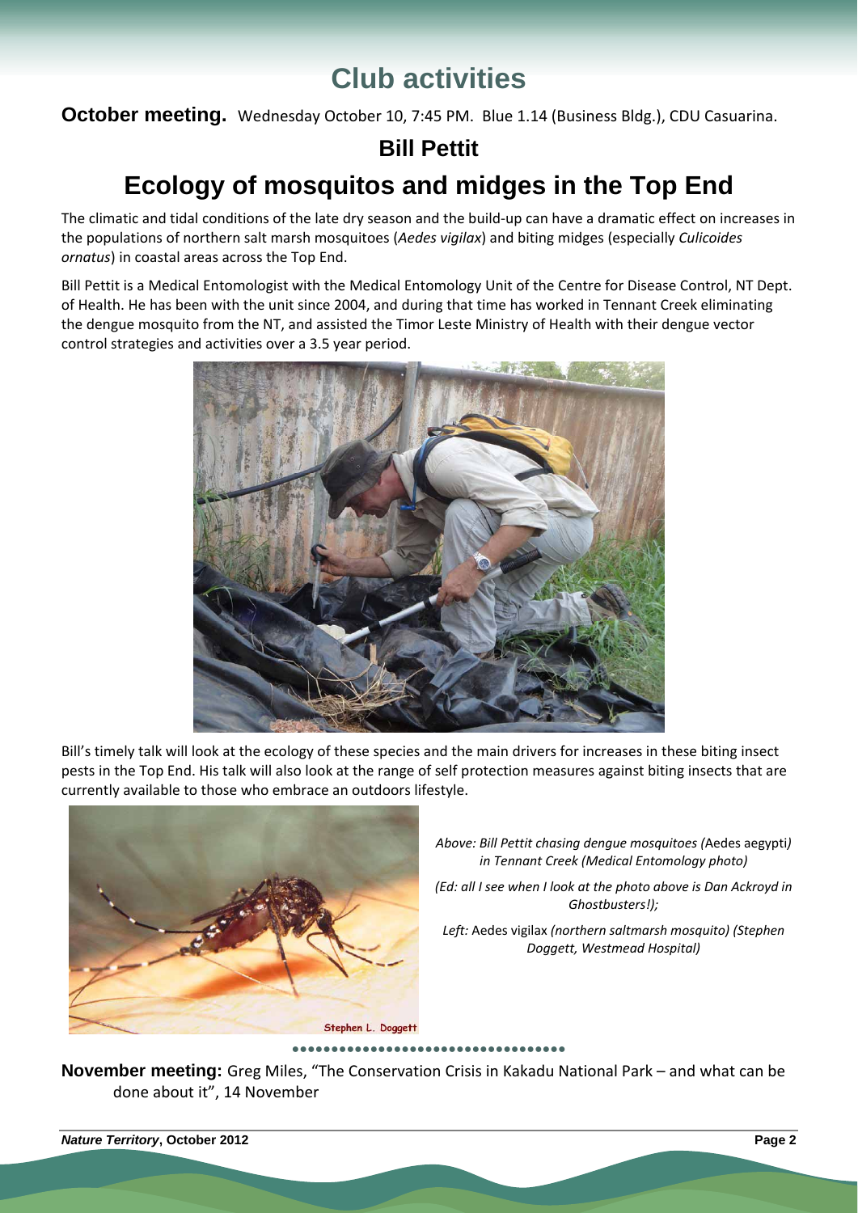# Club activities

**October meeting.** Wednesday October 10, 7:45 PM. Blue 1.14 (Business Bldg.), CDU Casuarina.

## Bill Pettit

# Ecology of mosquitos and midges in the Top End

The climatic and tidal conditions of the late dry season and the build-up can have a dramatic effect on increases in the populations of northern salt marsh mosquitoes (*Aedes vigilax*) and biting midges (especially *Culicoides ornatus*) in coastal areas across the Top End.

Bill Pettit is a Medical Entomologist with the Medical Entomology Unit of the Centre for Disease Control, NT Dept. of Health. He has been with the unit since 2004, and during that time has worked in Tennant Creek eliminating the dengue mosquito from the NT, and assisted the Timor Leste Ministry of Health with their dengue vector control strategies and activities over a 3.5 year period.

Bill's timely talk will look at the ecology of these species and the main drivers for increases in these biting insect pests in the Top End. His talk will also look at the range of self protection measures against biting insects that are currently available to those who embrace an outdoors lifestyle.

*Above: Bill Pettit chasing dengue mosquitoes (*Aedes aegypti*) in Tennant Creek (Medical Entomology photo)*

*(Ed: all I see when I look at the photo above is Dan Ackroyd in Ghostbusters!);*

*Left:* Aedes vigilax *(northern saltmarsh mosquito) (Stephen Doggett, Westmead Hospital)*

**November meeting:** Greg Miles, "The Conservation Crisis in Kakadu National Park – and what can be done about it", 14 November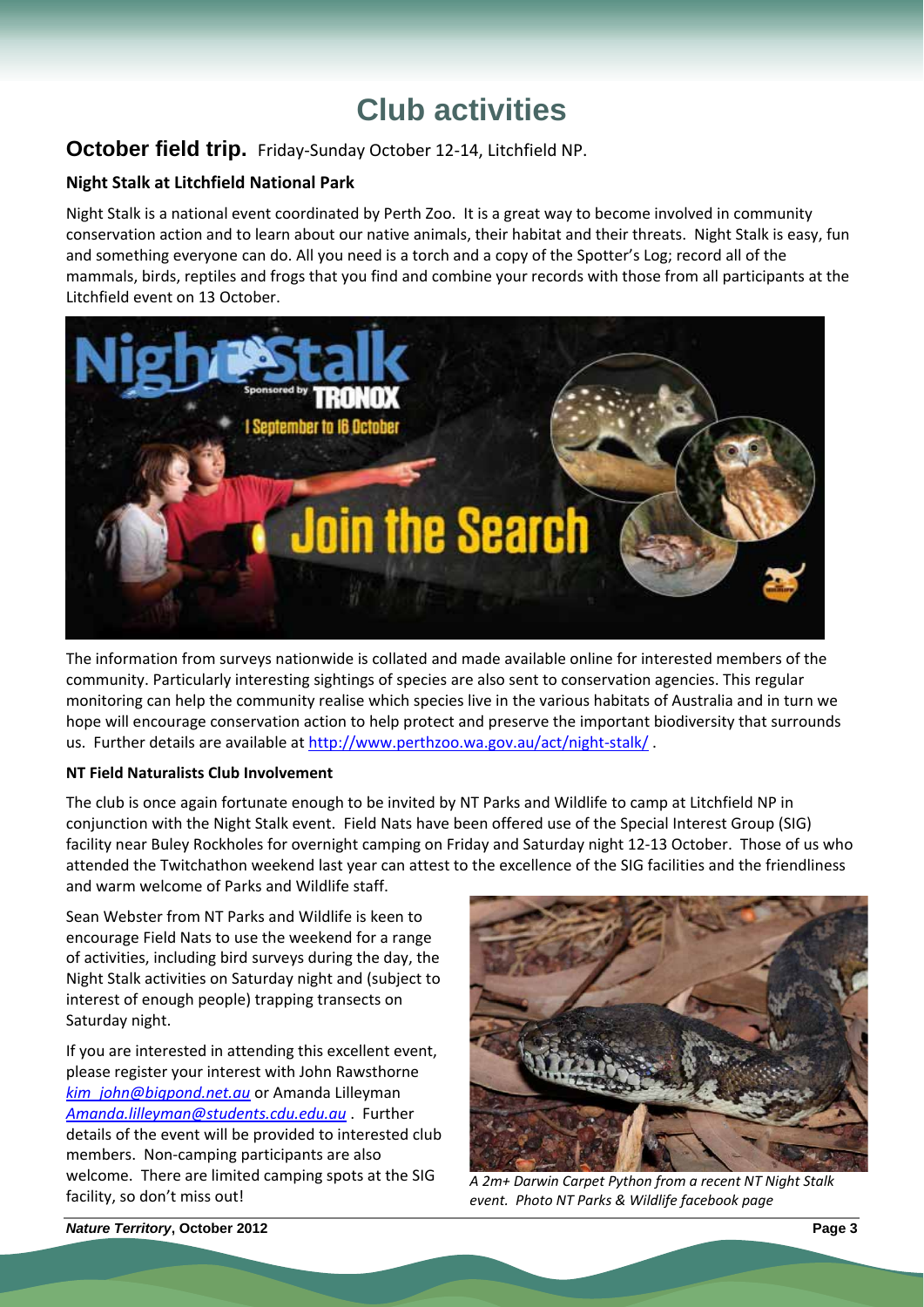# Club activities

## October field trip. Friday-Sunday October 12-14, Litchfield NP.

### Night Stalk at Litchfield National Park

Night Stalk is a national event coordinated by Perth Zoo. It is a great way to become involved in community conservation action and to learn about our native animals, their habitat and their threats. Night Stalk is easy, fun and something everyone can do. All you need is a torch and a copy of the Spotter's Log; record all of the mammals, birds, reptiles and frogs that you find and combine your records with those from all participants at the Litchfield event on 13 October.

The information from surveys nationwide is collated and made available online for interested members of the community. Particularly interesting sightings of species are also sent to conservation agencies. This regular monitoring can help the community realise which species live in the various habitats of Australia and in turn we hope will encourage conservation action to help protect and preserve the important biodiversity that surrounds us. Further details are available at http://www.perthzoo.wa.gov.au/act/night-stalk/ .

#### NT Field Naturalists Club Involvement

The club is once again fortunate enough to be invited by NT Parks and Wildlife to camp at Litchfield NP in conjunction with the Night Stalk event. Field Nats have been offered use of the Special Interest Group (SIG) facility near Buley Rockholes for overnight camping on Friday and Saturday night 12-13 October. Those of us who attended the Twitchathon weekend last year can attest to the excellence of the SIG facilities and the friendliness and warm welcome of Parks and Wildlife staff.

Sean Webster from NT Parks and Wildlife is keen to encourage Field Nats to use the weekend for a range of activities, including bird surveys during the day, the Night Stalk activities on Saturday night and (subject to interest of enough people) trapping transects on Saturday night.

If you are interested in attending this excellent event, please register your interest with John Rawsthorne *kim_john@bigpond.net.au* or Amanda Lilleyman *Amanda.lilleyman@students.cdu.edu.au* . Further details of the event will be provided to interested club members. Non-camping participants are also welcome. There are limited camping spots at the SIG facility, so don't miss out!

*A 2m+ Darwin Carpet Python from a recent NT Night Stalk event. Photo NT Parks & Wildlife facebook page*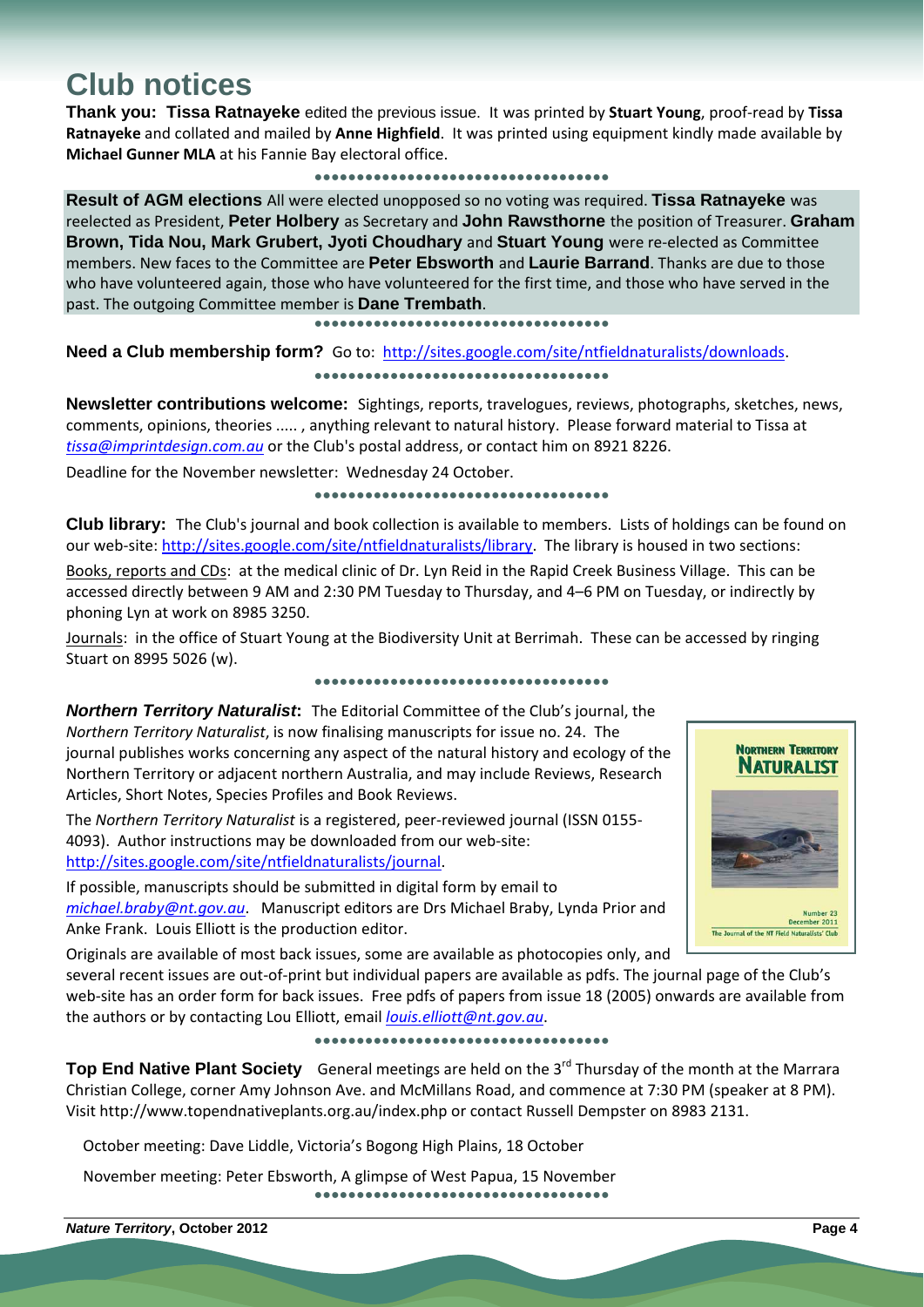# Club notices

**Thank you: Tissa Ratnayeke** edited the previous issue. It was printed by **Stuart Young**, proof-read by **Tissa Ratnayeke** and collated and mailed by **Anne Highfield**. It was printed using equipment kindly made available by **Michael Gunner MLA** at his Fannie Bay electoral office.

**Result of AGM elections** All were elected unopposed so no voting was required. **Tissa Ratnayeke** was reelected as President, **Peter Holbery** as Secretary and **John Rawsthorne** the position of Treasurer. **Graham Brown, Tida Nou, Mark Grubert, Jyoti Choudhary** and **Stuart Young** were re-elected as Committee members. New faces to the Committee are **Peter Ebsworth** and **Laurie Barrand**. Thanks are due to those who have volunteered again, those who have volunteered for the first time, and those who have served in the past. The outgoing Committee member is **Dane Trembath**.

**Need a Club membership form?** Go to: http://sites.google.com/site/ntfieldnaturalists/downloads.

**Newsletter contributions welcome:** Sightings, reports, travelogues, reviews, photographs, sketches, news, comments, opinions, theories ..... , anything relevant to natural history. Please forward material to Tissa at *tissa@imprintdesign.com.au* or the Club's postal address, or contact him on 8921 8226.

Deadline for the November newsletter: Wednesday 24 October.

**Club library:** The Club's journal and book collection is available to members. Lists of holdings can be found on our web-site: http://sites.google.com/site/ntfieldnaturalists/library. The library is housed in two sections:

Books, reports and CDs: at the medical clinic of Dr. Lyn Reid in the Rapid Creek Business Village. This can be accessed directly between 9 AM and 2:30 PM Tuesday to Thursday, and 4–6 PM on Tuesday, or indirectly by phoning Lyn at work on 8985 3250.

Journals: in the office of Stuart Young at the Biodiversity Unit at Berrimah. These can be accessed by ringing Stuart on 8995 5026 (w).

***Northern Territory Naturalist*:** The Editorial Committee of the Club's journal, the *Northern Territory Naturalist*, is now finalising manuscripts for issue no. 24. The journal publishes works concerning any aspect of the natural history and ecology of the Northern Territory or adjacent northern Australia, and may include Reviews, Research Articles, Short Notes, Species Profiles and Book Reviews.

The *Northern Territory Naturalist* is a registered, peer-reviewed journal (ISSN 0155-4093). Author instructions may be downloaded from our web-site: http://sites.google.com/site/ntfieldnaturalists/journal.

If possible, manuscripts should be submitted in digital form by email to *michael.braby@nt.gov.au*. Manuscript editors are Drs Michael Braby, Lynda Prior and Anke Frank. Louis Elliott is the production editor.

Originals are available of most back issues, some are available as photocopies only, and several recent issues are out-of-print but individual papers are available as pdfs. The journal page of the Club's web-site has an order form for back issues. Free pdfs of papers from issue 18 (2005) onwards are available from the authors or by contacting Lou Elliott, email *louis.elliott@nt.gov.au*.

**Top End Native Plant Society** General meetings are held on the 3rd Thursday of the month at the Marrara Christian College, corner Amy Johnson Ave. and McMillans Road, and commence at 7:30 PM (speaker at 8 PM). Visit http://www.topendnativeplants.org.au/index.php or contact Russell Dempster on 8983 2131.

October meeting: Dave Liddle, Victoria's Bogong High Plains, 18 October

November meeting: Peter Ebsworth, A glimpse of West Papua, 15 November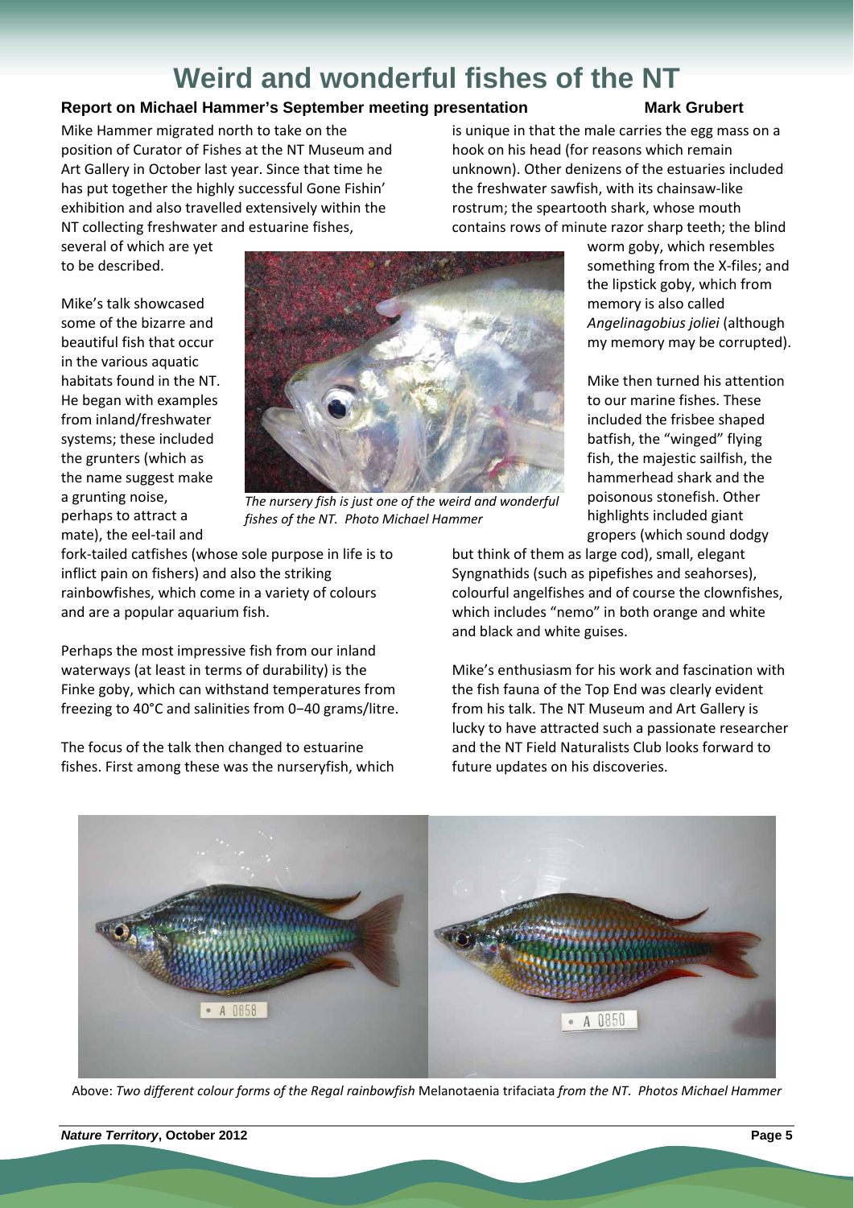# Weird and wonderful fishes of the NT

**Report on Michael Hammer's September meeting presentation** **Mark Grubert**

Mike Hammer migrated north to take on the position of Curator of Fishes at the NT Museum and Art Gallery in October last year. Since that time he has put together the highly successful Gone Fishin' exhibition and also travelled extensively within the NT collecting freshwater and estuarine fishes, several of which are yet to be described.

Mike's talk showcased some of the bizarre and beautiful fish that occur in the various aquatic habitats found in the NT. He began with examples from inland/freshwater systems; these included the grunters (which as the name suggest make a grunting noise, perhaps to attract a mate), the eel-tail and fork-tailed catfishes (whose sole purpose in life is to inflict pain on fishers) and also the striking rainbowfishes, which come in a variety of colours and are a popular aquarium fish.

*The nursery fish is just one of the weird and wonderful fishes of the NT. Photo Michael Hammer*

Perhaps the most impressive fish from our inland waterways (at least in terms of durability) is the Finke goby, which can withstand temperatures from freezing to 40°C and salinities from 0−40 grams/litre.

The focus of the talk then changed to estuarine fishes. First among these was the nurseryfish, which is unique in that the male carries the egg mass on a hook on his head (for reasons which remain unknown). Other denizens of the estuaries included the freshwater sawfish, with its chainsaw-like rostrum; the speartooth shark, whose mouth contains rows of minute razor sharp teeth; the blind worm goby, which resembles something from the X-files; and the lipstick goby, which from memory is also called *Angelinagobius joliei* (although my memory may be corrupted).

Mike then turned his attention to our marine fishes. These included the frisbee shaped batfish, the "winged" flying fish, the majestic sailfish, the hammerhead shark and the poisonous stonefish. Other highlights included giant gropers (which sound dodgy but think of them as large cod), small, elegant Syngnathids (such as pipefishes and seahorses), colourful angelfishes and of course the clownfishes, which includes "nemo" in both orange and white and black and white guises.

Mike's enthusiasm for his work and fascination with the fish fauna of the Top End was clearly evident from his talk. The NT Museum and Art Gallery is lucky to have attracted such a passionate researcher and the NT Field Naturalists Club looks forward to future updates on his discoveries.

Above: *Two different colour forms of the Regal rainbowfish* Melanotaenia trifaciata *from the NT. Photos Michael Hammer*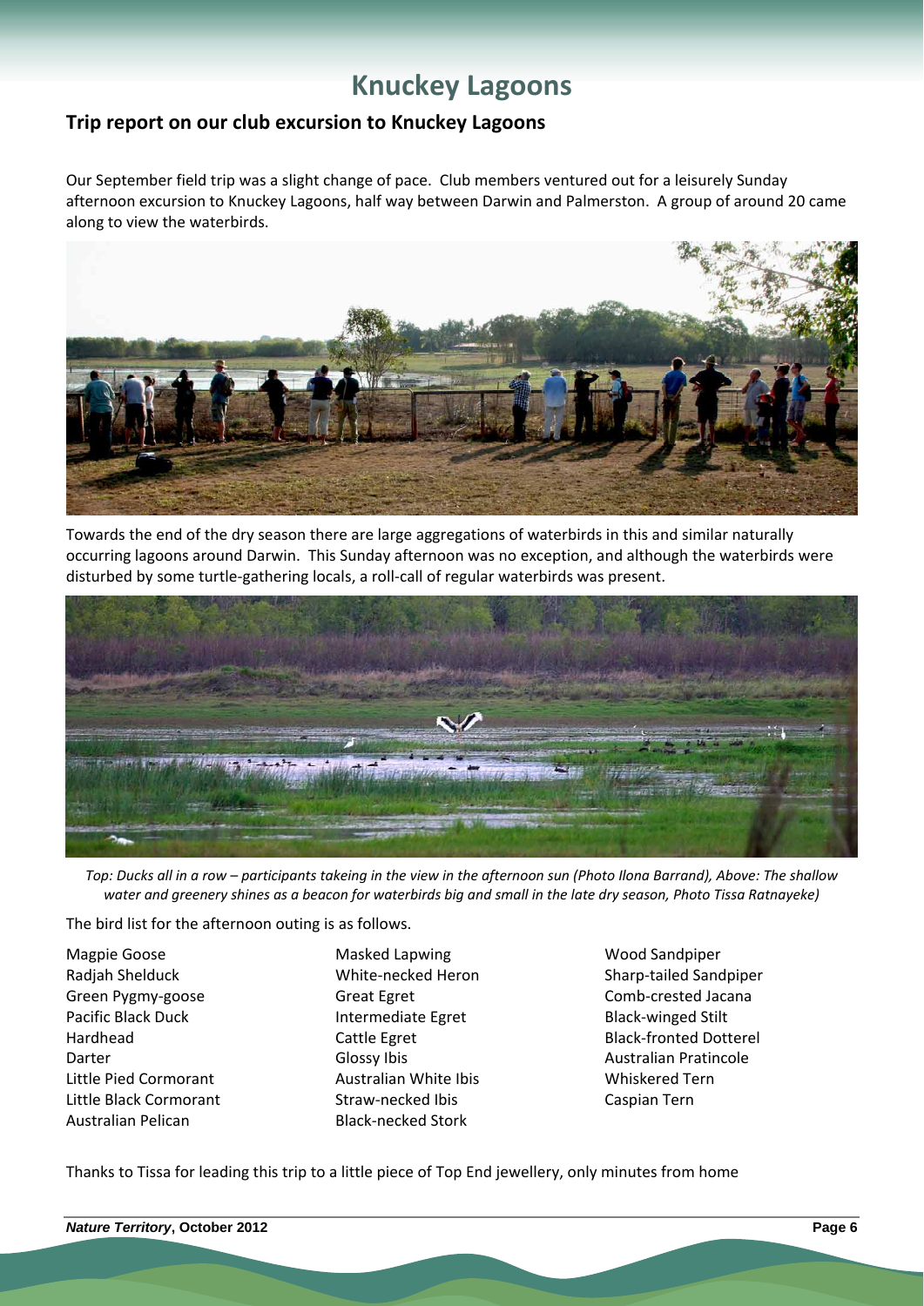# Knuckey Lagoons

## Trip report on our club excursion to Knuckey Lagoons

Our September field trip was a slight change of pace. Club members ventured out for a leisurely Sunday afternoon excursion to Knuckey Lagoons, half way between Darwin and Palmerston. A group of around 20 came along to view the waterbirds.

Towards the end of the dry season there are large aggregations of waterbirds in this and similar naturally occurring lagoons around Darwin. This Sunday afternoon was no exception, and although the waterbirds were disturbed by some turtle-gathering locals, a roll-call of regular waterbirds was present.

*Top: Ducks all in a row – participants takeing in the view in the afternoon sun (Photo Ilona Barrand), Above: The shallow water and greenery shines as a beacon for waterbirds big and small in the late dry season, Photo Tissa Ratnayeke)*

The bird list for the afternoon outing is as follows.

Magpie Goose
Radjah Shelduck
Green Pygmy-goose
Pacific Black Duck
Hardhead
Darter
Little Pied Cormorant
Little Black Cormorant
Australian Pelican
Masked Lapwing
White-necked Heron
Great Egret
Intermediate Egret
Cattle Egret
Glossy Ibis
Australian White Ibis
Straw-necked Ibis
Black-necked Stork
Wood Sandpiper
Sharp-tailed Sandpiper
Comb-crested Jacana
Black-winged Stilt
Black-fronted Dotterel
Australian Pratincole
Whiskered Tern
Caspian Tern

Thanks to Tissa for leading this trip to a little piece of Top End jewellery, only minutes from home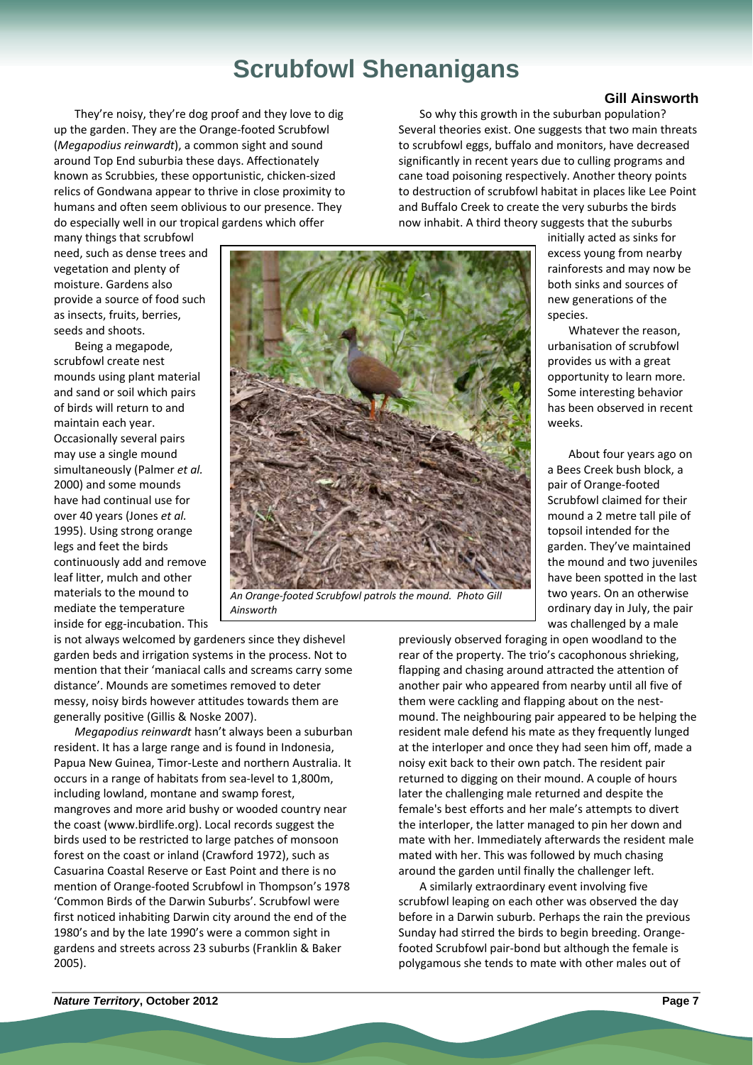# Scrubfowl Shenanigans

**Gill Ainsworth**

They're noisy, they're dog proof and they love to dig up the garden. They are the Orange-footed Scrubfowl (*Megapodius reinwardt*), a common sight and sound around Top End suburbia these days. Affectionately known as Scrubbies, these opportunistic, chicken-sized relics of Gondwana appear to thrive in close proximity to humans and often seem oblivious to our presence. They do especially well in our tropical gardens which offer many things that scrubfowl need, such as dense trees and vegetation and plenty of moisture. Gardens also provide a source of food such as insects, fruits, berries, seeds and shoots.

Being a megapode, scrubfowl create nest mounds using plant material and sand or soil which pairs of birds will return to and maintain each year. Occasionally several pairs may use a single mound simultaneously (Palmer *et al.* 2000) and some mounds have had continual use for over 40 years (Jones *et al.* 1995). Using strong orange legs and feet the birds continuously add and remove leaf litter, mulch and other materials to the mound to mediate the temperature inside for egg-incubation. This is not always welcomed by gardeners since they dishevel garden beds and irrigation systems in the process. Not to mention that their 'maniacal calls and screams carry some distance'. Mounds are sometimes removed to deter messy, noisy birds however attitudes towards them are generally positive (Gillis & Noske 2007).

*An Orange-footed Scrubfowl patrols the mound. Photo Gill Ainsworth*

*Megapodius reinwardt* hasn't always been a suburban resident. It has a large range and is found in Indonesia, Papua New Guinea, Timor-Leste and northern Australia. It occurs in a range of habitats from sea-level to 1,800m, including lowland, montane and swamp forest, mangroves and more arid bushy or wooded country near the coast (www.birdlife.org). Local records suggest the birds used to be restricted to large patches of monsoon forest on the coast or inland (Crawford 1972), such as Casuarina Coastal Reserve or East Point and there is no mention of Orange-footed Scrubfowl in Thompson's 1978 'Common Birds of the Darwin Suburbs'. Scrubfowl were first noticed inhabiting Darwin city around the end of the 1980's and by the late 1990's were a common sight in gardens and streets across 23 suburbs (Franklin & Baker 2005).

So why this growth in the suburban population? Several theories exist. One suggests that two main threats to scrubfowl eggs, buffalo and monitors, have decreased significantly in recent years due to culling programs and cane toad poisoning respectively. Another theory points to destruction of scrubfowl habitat in places like Lee Point and Buffalo Creek to create the very suburbs the birds now inhabit. A third theory suggests that the suburbs initially acted as sinks for excess young from nearby rainforests and may now be both sinks and sources of new generations of the species.

Whatever the reason, urbanisation of scrubfowl provides us with a great opportunity to learn more. Some interesting behavior has been observed in recent weeks.

About four years ago on a Bees Creek bush block, a pair of Orange-footed Scrubfowl claimed for their mound a 2 metre tall pile of topsoil intended for the garden. They've maintained the mound and two juveniles have been spotted in the last two years. On an otherwise ordinary day in July, the pair was challenged by a male previously observed foraging in open woodland to the rear of the property. The trio's cacophonous shrieking, flapping and chasing around attracted the attention of another pair who appeared from nearby until all five of them were cackling and flapping about on the nest-mound. The neighbouring pair appeared to be helping the resident male defend his mate as they frequently lunged at the interloper and once they had seen him off, made a noisy exit back to their own patch. The resident pair returned to digging on their mound. A couple of hours later the challenging male returned and despite the female's best efforts and her male's attempts to divert the interloper, the latter managed to pin her down and mate with her. Immediately afterwards the resident male mated with her. This was followed by much chasing around the garden until finally the challenger left.

A similarly extraordinary event involving five scrubfowl leaping on each other was observed the day before in a Darwin suburb. Perhaps the rain the previous Sunday had stirred the birds to begin breeding. Orange-footed Scrubfowl pair-bond but although the female is polygamous she tends to mate with other males out of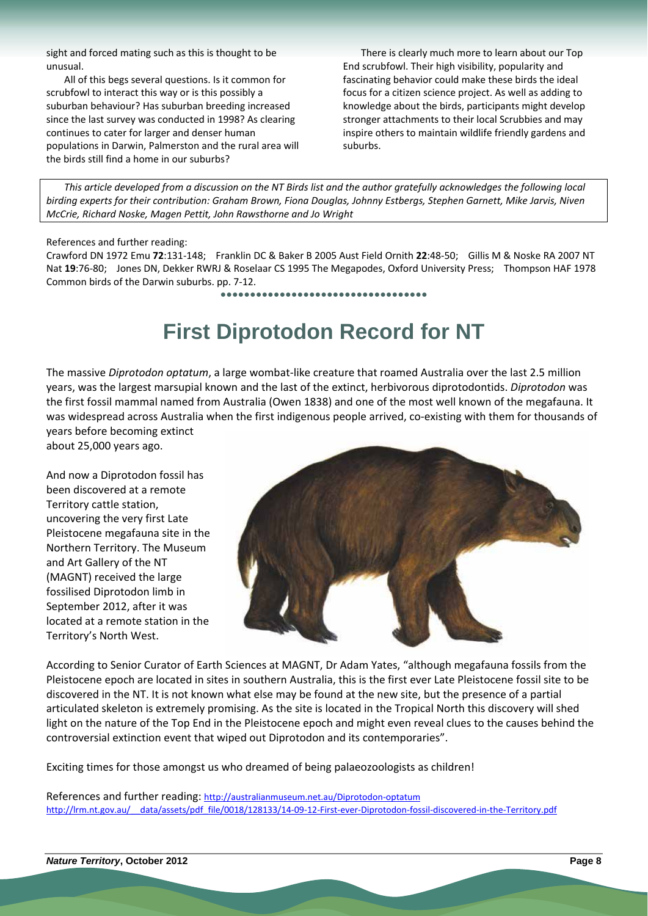sight and forced mating such as this is thought to be unusual.

All of this begs several questions. Is it common for scrubfowl to interact this way or is this possibly a suburban behaviour? Has suburban breeding increased since the last survey was conducted in 1998? As clearing continues to cater for larger and denser human populations in Darwin, Palmerston and the rural area will the birds still find a home in our suburbs?

There is clearly much more to learn about our Top End scrubfowl. Their high visibility, popularity and fascinating behavior could make these birds the ideal focus for a citizen science project. As well as adding to knowledge about the birds, participants might develop stronger attachments to their local Scrubbies and may inspire others to maintain wildlife friendly gardens and suburbs.

*This article developed from a discussion on the NT Birds list and the author gratefully acknowledges the following local birding experts for their contribution: Graham Brown, Fiona Douglas, Johnny Estbergs, Stephen Garnett, Mike Jarvis, Niven McCrie, Richard Noske, Magen Pettit, John Rawsthorne and Jo Wright*

References and further reading:
Crawford DN 1972 Emu **72**:131-148; Franklin DC & Baker B 2005 Aust Field Ornith **22**:48-50; Gillis M & Noske RA 2007 NT Nat **19**:76-80; Jones DN, Dekker RWRJ & Roselaar CS 1995 The Megapodes, Oxford University Press; Thompson HAF 1978 Common birds of the Darwin suburbs. pp. 7-12.

# First Diprotodon Record for NT

The massive *Diprotodon optatum*, a large wombat-like creature that roamed Australia over the last 2.5 million years, was the largest marsupial known and the last of the extinct, herbivorous diprotodontids. *Diprotodon* was the first fossil mammal named from Australia (Owen 1838) and one of the most well known of the megafauna. It was widespread across Australia when the first indigenous people arrived, co-existing with them for thousands of years before becoming extinct about 25,000 years ago.

And now a Diprotodon fossil has been discovered at a remote Territory cattle station, uncovering the very first Late Pleistocene megafauna site in the Northern Territory. The Museum and Art Gallery of the NT (MAGNT) received the large fossilised Diprotodon limb in September 2012, after it was located at a remote station in the Territory's North West.

According to Senior Curator of Earth Sciences at MAGNT, Dr Adam Yates, "although megafauna fossils from the Pleistocene epoch are located in sites in southern Australia, this is the first ever Late Pleistocene fossil site to be discovered in the NT. It is not known what else may be found at the new site, but the presence of a partial articulated skeleton is extremely promising. As the site is located in the Tropical North this discovery will shed light on the nature of the Top End in the Pleistocene epoch and might even reveal clues to the causes behind the controversial extinction event that wiped out Diprotodon and its contemporaries".

Exciting times for those amongst us who dreamed of being palaeozoologists as children!

References and further reading: http://australianmuseum.net.au/Diprotodon-optatum
http://lrm.nt.gov.au/__data/assets/pdf_file/0018/128133/14-09-12-First-ever-Diprotodon-fossil-discovered-in-the-Territory.pdf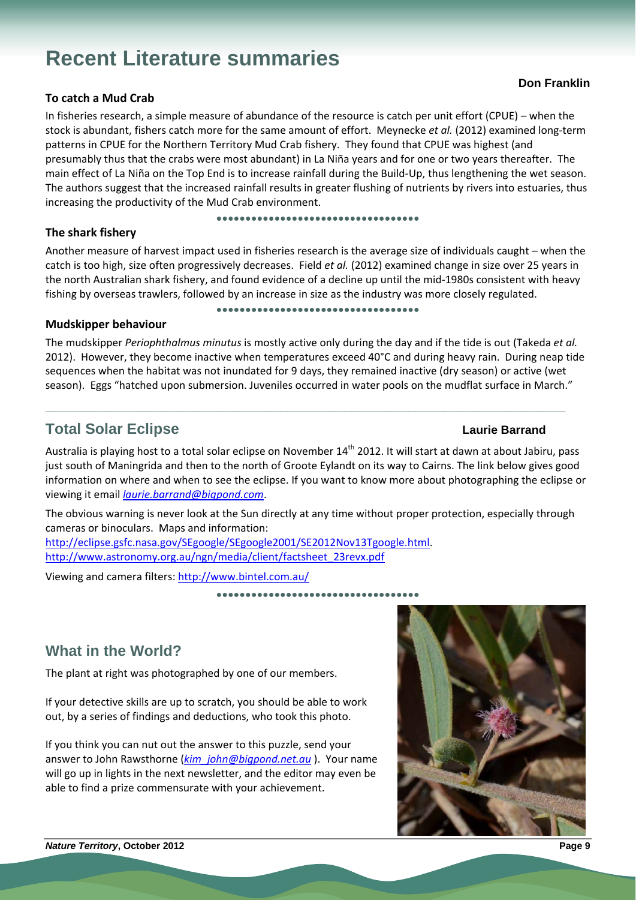# Recent Literature summaries

**Don Franklin**

### To catch a Mud Crab

In fisheries research, a simple measure of abundance of the resource is catch per unit effort (CPUE) – when the stock is abundant, fishers catch more for the same amount of effort. Meynecke *et al.* (2012) examined long-term patterns in CPUE for the Northern Territory Mud Crab fishery. They found that CPUE was highest (and presumably thus that the crabs were most abundant) in La Niña years and for one or two years thereafter. The main effect of La Niña on the Top End is to increase rainfall during the Build-Up, thus lengthening the wet season. The authors suggest that the increased rainfall results in greater flushing of nutrients by rivers into estuaries, thus increasing the productivity of the Mud Crab environment.

### The shark fishery

Another measure of harvest impact used in fisheries research is the average size of individuals caught – when the catch is too high, size often progressively decreases. Field *et al.* (2012) examined change in size over 25 years in the north Australian shark fishery, and found evidence of a decline up until the mid-1980s consistent with heavy fishing by overseas trawlers, followed by an increase in size as the industry was more closely regulated.

### Mudskipper behaviour

The mudskipper *Periophthalmus minutus* is mostly active only during the day and if the tide is out (Takeda *et al.* 2012). However, they become inactive when temperatures exceed 40°C and during heavy rain. During neap tide sequences when the habitat was not inundated for 9 days, they remained inactive (dry season) or active (wet season). Eggs "hatched upon submersion. Juveniles occurred in water pools on the mudflat surface in March."

## Total Solar Eclipse

**Laurie Barrand**

Australia is playing host to a total solar eclipse on November 14th 2012. It will start at dawn at about Jabiru, pass just south of Maningrida and then to the north of Groote Eylandt on its way to Cairns. The link below gives good information on where and when to see the eclipse. If you want to know more about photographing the eclipse or viewing it email *laurie.barrand@bigpond.com*.

The obvious warning is never look at the Sun directly at any time without proper protection, especially through cameras or binoculars. Maps and information:
http://eclipse.gsfc.nasa.gov/SEgoogle/SEgoogle2001/SE2012Nov13Tgoogle.html.
http://www.astronomy.org.au/ngn/media/client/factsheet_23revx.pdf

Viewing and camera filters: http://www.bintel.com.au/

## What in the World?

The plant at right was photographed by one of our members.

If your detective skills are up to scratch, you should be able to work out, by a series of findings and deductions, who took this photo.

If you think you can nut out the answer to this puzzle, send your answer to John Rawsthorne (*kim_john@bigpond.net.au* ). Your name will go up in lights in the next newsletter, and the editor may even be able to find a prize commensurate with your achievement.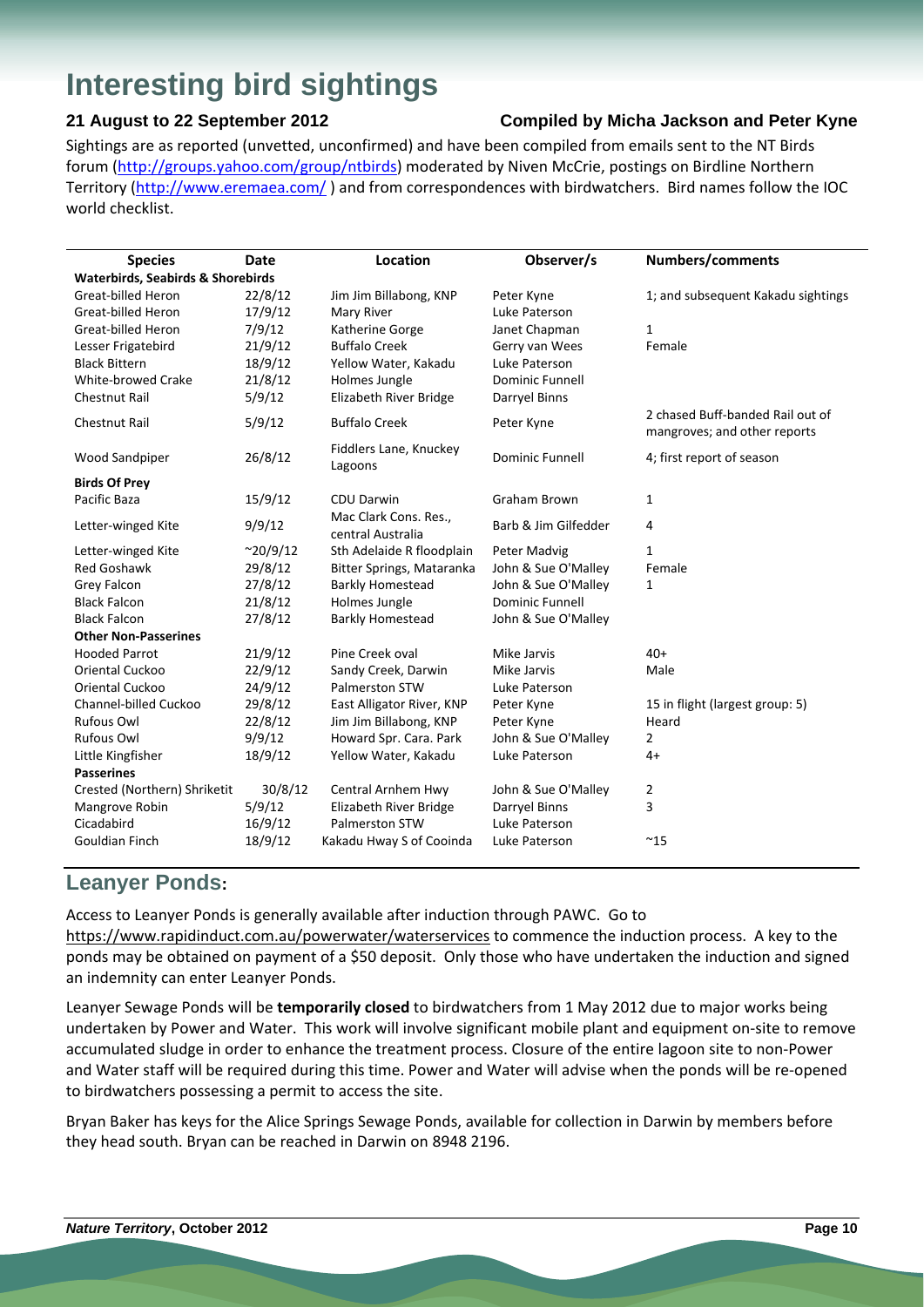# Interesting bird sightings

**21 August to 22 September 2012** **Compiled by Micha Jackson and Peter Kyne**

Sightings are as reported (unvetted, unconfirmed) and have been compiled from emails sent to the NT Birds forum (http://groups.yahoo.com/group/ntbirds) moderated by Niven McCrie, postings on Birdline Northern Territory (http://www.eremaea.com/ ) and from correspondences with birdwatchers. Bird names follow the IOC world checklist.

| Species | Date | Location | Observer/s | Numbers/comments |
|---|---|---|---|---|
| **Waterbirds, Seabirds & Shorebirds** | | | | |
| Great-billed Heron | 22/8/12 | Jim Jim Billabong, KNP | Peter Kyne | 1; and subsequent Kakadu sightings |
| Great-billed Heron | 17/9/12 | Mary River | Luke Paterson | |
| Great-billed Heron | 7/9/12 | Katherine Gorge | Janet Chapman | 1 |
| Lesser Frigatebird | 21/9/12 | Buffalo Creek | Gerry van Wees | Female |
| Black Bittern | 18/9/12 | Yellow Water, Kakadu | Luke Paterson | |
| White-browed Crake | 21/8/12 | Holmes Jungle | Dominic Funnell | |
| Chestnut Rail | 5/9/12 | Elizabeth River Bridge | Darryel Binns | |
| Chestnut Rail | 5/9/12 | Buffalo Creek | Peter Kyne | 2 chased Buff-banded Rail out of mangroves; and other reports |
| Wood Sandpiper | 26/8/12 | Fiddlers Lane, Knuckey Lagoons | Dominic Funnell | 4; first report of season |
| **Birds Of Prey** | | | | |
| Pacific Baza | 15/9/12 | CDU Darwin | Graham Brown | 1 |
| Letter-winged Kite | 9/9/12 | Mac Clark Cons. Res., central Australia | Barb & Jim Gilfedder | 4 |
| Letter-winged Kite | ~20/9/12 | Sth Adelaide R floodplain | Peter Madvig | 1 |
| Red Goshawk | 29/8/12 | Bitter Springs, Mataranka | John & Sue O'Malley | Female |
| Grey Falcon | 27/8/12 | Barkly Homestead | John & Sue O'Malley | 1 |
| Black Falcon | 21/8/12 | Holmes Jungle | Dominic Funnell | |
| Black Falcon | 27/8/12 | Barkly Homestead | John & Sue O'Malley | |
| **Other Non-Passerines** | | | | |
| Hooded Parrot | 21/9/12 | Pine Creek oval | Mike Jarvis | 40+ |
| Oriental Cuckoo | 22/9/12 | Sandy Creek, Darwin | Mike Jarvis | Male |
| Oriental Cuckoo | 24/9/12 | Palmerston STW | Luke Paterson | |
| Channel-billed Cuckoo | 29/8/12 | East Alligator River, KNP | Peter Kyne | 15 in flight (largest group: 5) |
| Rufous Owl | 22/8/12 | Jim Jim Billabong, KNP | Peter Kyne | Heard |
| Rufous Owl | 9/9/12 | Howard Spr. Cara. Park | John & Sue O'Malley | 2 |
| Little Kingfisher | 18/9/12 | Yellow Water, Kakadu | Luke Paterson | 4+ |
| **Passerines** | | | | |
| Crested (Northern) Shriketit | 30/8/12 | Central Arnhem Hwy | John & Sue O'Malley | 2 |
| Mangrove Robin | 5/9/12 | Elizabeth River Bridge | Darryel Binns | 3 |
| Cicadabird | 16/9/12 | Palmerston STW | Luke Paterson | |
| Gouldian Finch | 18/9/12 | Kakadu Hway S of Cooinda | Luke Paterson | ~15 |

## Leanyer Ponds:

Access to Leanyer Ponds is generally available after induction through PAWC. Go to https://www.rapidinduct.com.au/powerwater/waterservices to commence the induction process. A key to the ponds may be obtained on payment of a $50 deposit. Only those who have undertaken the induction and signed an indemnity can enter Leanyer Ponds.

Leanyer Sewage Ponds will be **temporarily closed** to birdwatchers from 1 May 2012 due to major works being undertaken by Power and Water. This work will involve significant mobile plant and equipment on-site to remove accumulated sludge in order to enhance the treatment process. Closure of the entire lagoon site to non-Power and Water staff will be required during this time. Power and Water will advise when the ponds will be re-opened to birdwatchers possessing a permit to access the site.

Bryan Baker has keys for the Alice Springs Sewage Ponds, available for collection in Darwin by members before they head south. Bryan can be reached in Darwin on 8948 2196.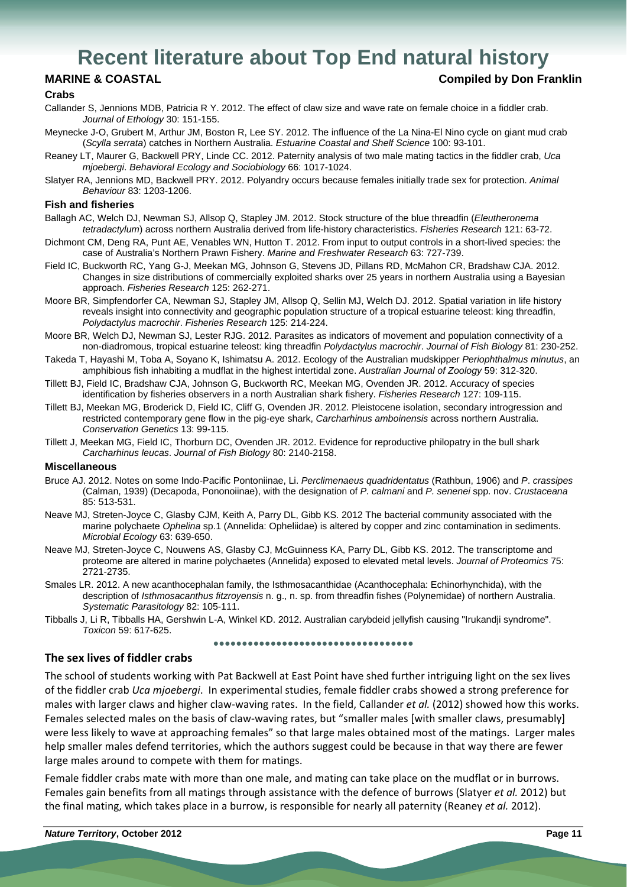# Recent literature about Top End natural history

**MARINE & COASTAL** **Compiled by Don Franklin**

### Crabs

Callander S, Jennions MDB, Patricia R Y. 2012. The effect of claw size and wave rate on female choice in a fiddler crab. *Journal of Ethology* 30: 151-155.

Meynecke J-O, Grubert M, Arthur JM, Boston R, Lee SY. 2012. The influence of the La Nina-El Nino cycle on giant mud crab (*Scylla serrata*) catches in Northern Australia. *Estuarine Coastal and Shelf Science* 100: 93-101.

Reaney LT, Maurer G, Backwell PRY, Linde CC. 2012. Paternity analysis of two male mating tactics in the fiddler crab, *Uca mjoebergi*. *Behavioral Ecology and Sociobiology* 66: 1017-1024.

Slatyer RA, Jennions MD, Backwell PRY. 2012. Polyandry occurs because females initially trade sex for protection. *Animal Behaviour* 83: 1203-1206.

### Fish and fisheries

Ballagh AC, Welch DJ, Newman SJ, Allsop Q, Stapley JM. 2012. Stock structure of the blue threadfin (*Eleutheronema tetradactylum*) across northern Australia derived from life-history characteristics. *Fisheries Research* 121: 63-72.

Dichmont CM, Deng RA, Punt AE, Venables WN, Hutton T. 2012. From input to output controls in a short-lived species: the case of Australia's Northern Prawn Fishery. *Marine and Freshwater Research* 63: 727-739.

Field IC, Buckworth RC, Yang G-J, Meekan MG, Johnson G, Stevens JD, Pillans RD, McMahon CR, Bradshaw CJA. 2012. Changes in size distributions of commercially exploited sharks over 25 years in northern Australia using a Bayesian approach. *Fisheries Research* 125: 262-271.

Moore BR, Simpfendorfer CA, Newman SJ, Stapley JM, Allsop Q, Sellin MJ, Welch DJ. 2012. Spatial variation in life history reveals insight into connectivity and geographic population structure of a tropical estuarine teleost: king threadfin, *Polydactylus macrochir*. *Fisheries Research* 125: 214-224.

Moore BR, Welch DJ, Newman SJ, Lester RJG. 2012. Parasites as indicators of movement and population connectivity of a non-diadromous, tropical estuarine teleost: king threadfin *Polydactylus macrochir*. *Journal of Fish Biology* 81: 230-252.

Takeda T, Hayashi M, Toba A, Soyano K, Ishimatsu A. 2012. Ecology of the Australian mudskipper *Periophthalmus minutus*, an amphibious fish inhabiting a mudflat in the highest intertidal zone. *Australian Journal of Zoology* 59: 312-320.

Tillett BJ, Field IC, Bradshaw CJA, Johnson G, Buckworth RC, Meekan MG, Ovenden JR. 2012. Accuracy of species identification by fisheries observers in a north Australian shark fishery. *Fisheries Research* 127: 109-115.

Tillett BJ, Meekan MG, Broderick D, Field IC, Cliff G, Ovenden JR. 2012. Pleistocene isolation, secondary introgression and restricted contemporary gene flow in the pig-eye shark, *Carcharhinus amboinensis* across northern Australia. *Conservation Genetics* 13: 99-115.

Tillett J, Meekan MG, Field IC, Thorburn DC, Ovenden JR. 2012. Evidence for reproductive philopatry in the bull shark *Carcharhinus leucas*. *Journal of Fish Biology* 80: 2140-2158.

### Miscellaneous

Bruce AJ. 2012. Notes on some Indo-Pacific Pontoniinae, Li. *Perclimenaeus quadridentatus* (Rathbun, 1906) and *P. crassipes* (Calman, 1939) (Decapoda, Pononoiinae), with the designation of *P. calmani* and *P. senenei* spp. nov. *Crustaceana* 85: 513-531.

Neave MJ, Streten-Joyce C, Glasby CJM, Keith A, Parry DL, Gibb KS. 2012 The bacterial community associated with the marine polychaete *Ophelina* sp.1 (Annelida: Opheliidae) is altered by copper and zinc contamination in sediments. *Microbial Ecology* 63: 639-650.

Neave MJ, Streten-Joyce C, Nouwens AS, Glasby CJ, McGuinness KA, Parry DL, Gibb KS. 2012. The transcriptome and proteome are altered in marine polychaetes (Annelida) exposed to elevated metal levels. *Journal of Proteomics* 75: 2721-2735.

Smales LR. 2012. A new acanthocephalan family, the Isthmosacanthidae (Acanthocephala: Echinorhynchida), with the description of *Isthmosacanthus fitzroyensis* n. g., n. sp. from threadfin fishes (Polynemidae) of northern Australia. *Systematic Parasitology* 82: 105-111.

Tibballs J, Li R, Tibballs HA, Gershwin L-A, Winkel KD. 2012. Australian carybdeid jellyfish causing "Irukandji syndrome". *Toxicon* 59: 617-625.

### The sex lives of fiddler crabs

The school of students working with Pat Backwell at East Point have shed further intriguing light on the sex lives of the fiddler crab *Uca mjoebergi*. In experimental studies, female fiddler crabs showed a strong preference for males with larger claws and higher claw-waving rates. In the field, Callander *et al.* (2012) showed how this works. Females selected males on the basis of claw-waving rates, but "smaller males [with smaller claws, presumably] were less likely to wave at approaching females" so that large males obtained most of the matings. Larger males help smaller males defend territories, which the authors suggest could be because in that way there are fewer large males around to compete with them for matings.

Female fiddler crabs mate with more than one male, and mating can take place on the mudflat or in burrows. Females gain benefits from all matings through assistance with the defence of burrows (Slatyer *et al.* 2012) but the final mating, which takes place in a burrow, is responsible for nearly all paternity (Reaney *et al.* 2012).